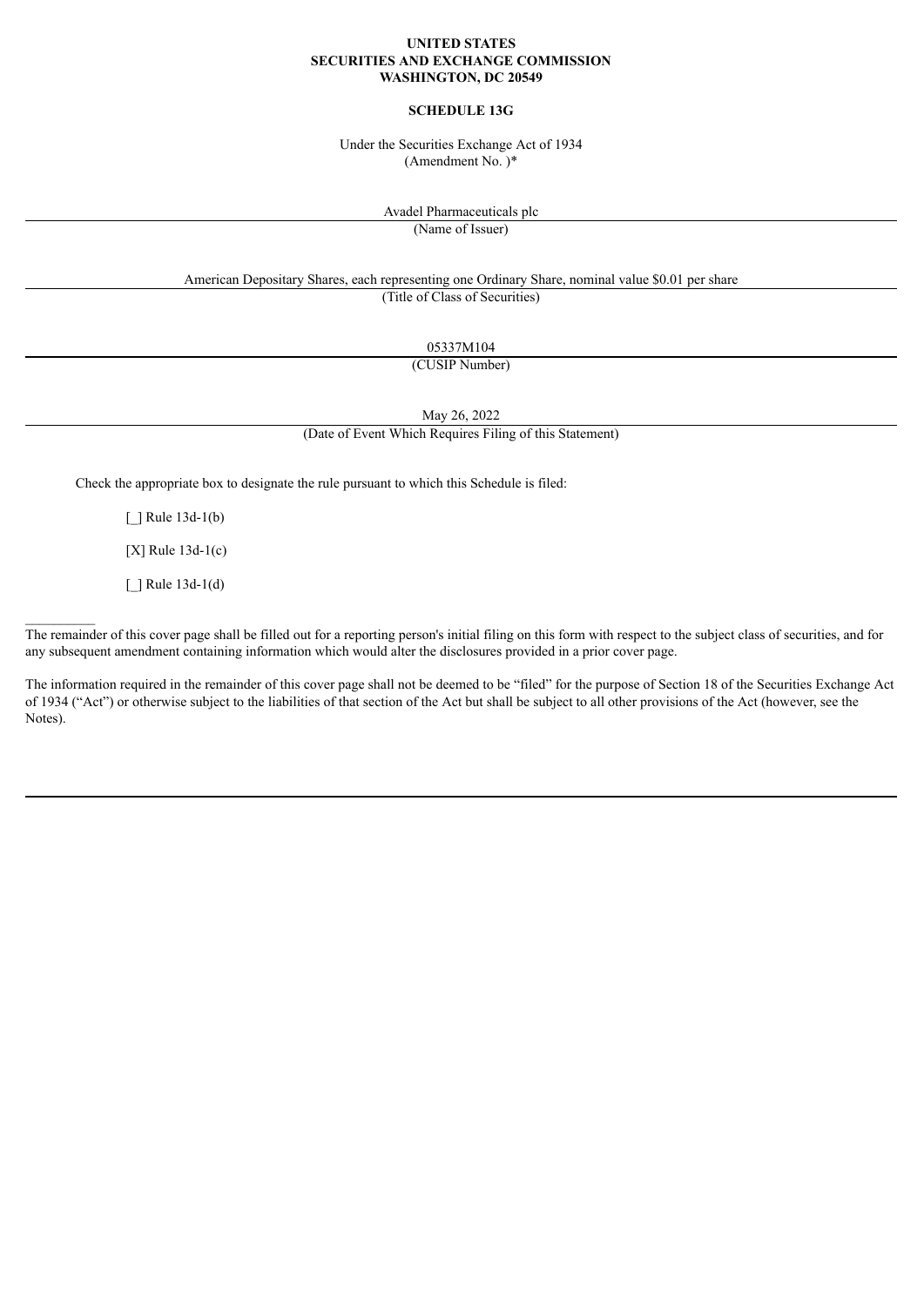**UNITED STATES**
**SECURITIES AND EXCHANGE COMMISSION**
**WASHINGTON, DC 20549**

**SCHEDULE 13G**

Under the Securities Exchange Act of 1934
(Amendment No. )*

Avadel Pharmaceuticals plc
(Name of Issuer)

American Depositary Shares, each representing one Ordinary Share, nominal value $0.01 per share
(Title of Class of Securities)

05337M104
(CUSIP Number)

May 26, 2022
(Date of Event Which Requires Filing of this Statement)

Check the appropriate box to designate the rule pursuant to which this Schedule is filed:

[_] Rule 13d-1(b)

[X] Rule 13d-1(c)

[_] Rule 13d-1(d)

---

The remainder of this cover page shall be filled out for a reporting person's initial filing on this form with respect to the subject class of securities, and for any subsequent amendment containing information which would alter the disclosures provided in a prior cover page.

The information required in the remainder of this cover page shall not be deemed to be "filed" for the purpose of Section 18 of the Securities Exchange Act of 1934 ("Act") or otherwise subject to the liabilities of that section of the Act but shall be subject to all other provisions of the Act (however, see the Notes).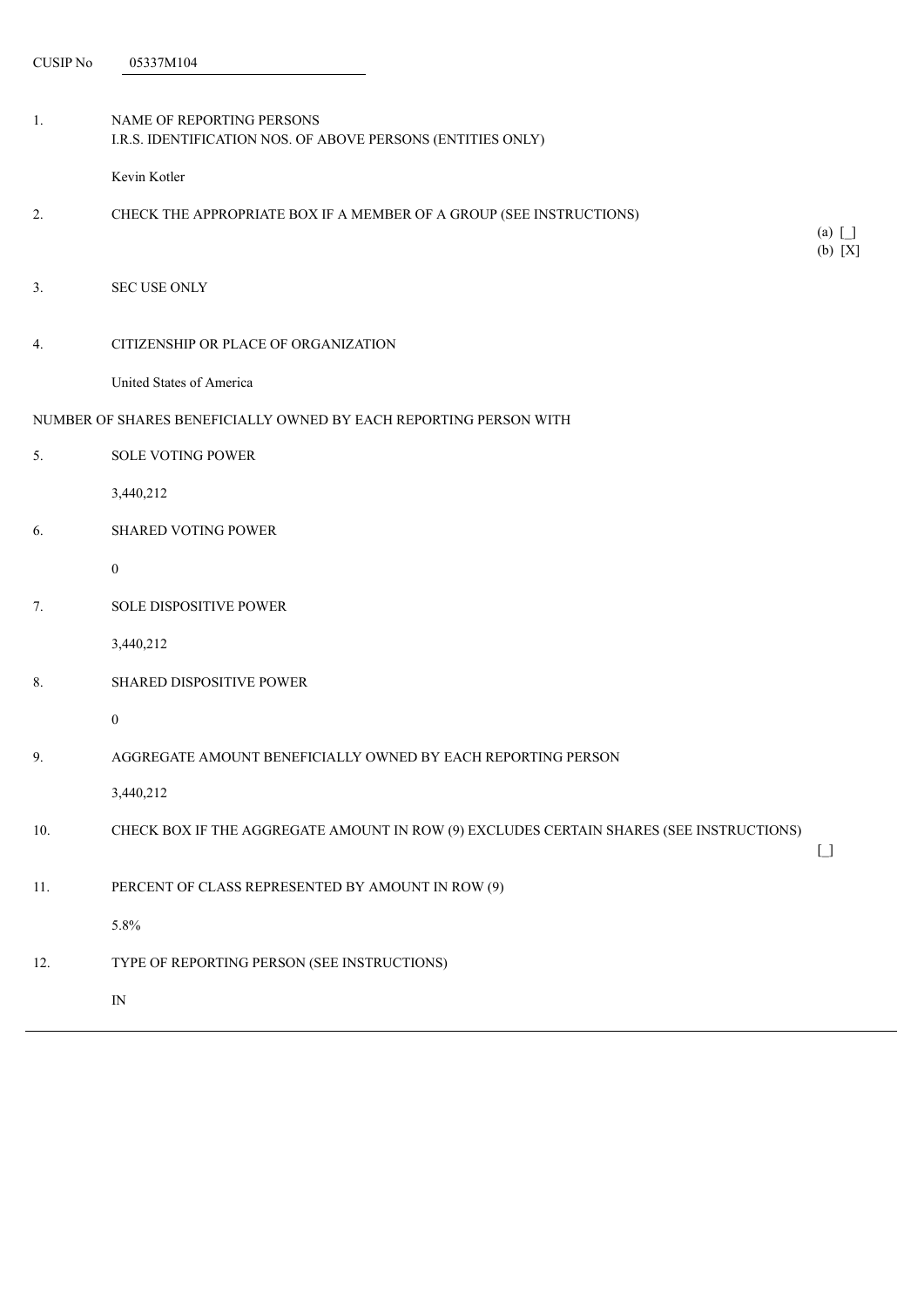CUSIP No 05337M104

1. NAME OF REPORTING PERSONS
I.R.S. IDENTIFICATION NOS. OF ABOVE PERSONS (ENTITIES ONLY)

Kevin Kotler

2. CHECK THE APPROPRIATE BOX IF A MEMBER OF A GROUP (SEE INSTRUCTIONS)

(a) [_]
(b) [X]

3. SEC USE ONLY

4. CITIZENSHIP OR PLACE OF ORGANIZATION

United States of America

NUMBER OF SHARES BENEFICIALLY OWNED BY EACH REPORTING PERSON WITH

5. SOLE VOTING POWER

3,440,212

6. SHARED VOTING POWER

0

7. SOLE DISPOSITIVE POWER

3,440,212

8. SHARED DISPOSITIVE POWER

0

9. AGGREGATE AMOUNT BENEFICIALLY OWNED BY EACH REPORTING PERSON

3,440,212

10. CHECK BOX IF THE AGGREGATE AMOUNT IN ROW (9) EXCLUDES CERTAIN SHARES (SEE INSTRUCTIONS)

[_]

11. PERCENT OF CLASS REPRESENTED BY AMOUNT IN ROW (9)

5.8%

12. TYPE OF REPORTING PERSON (SEE INSTRUCTIONS)

IN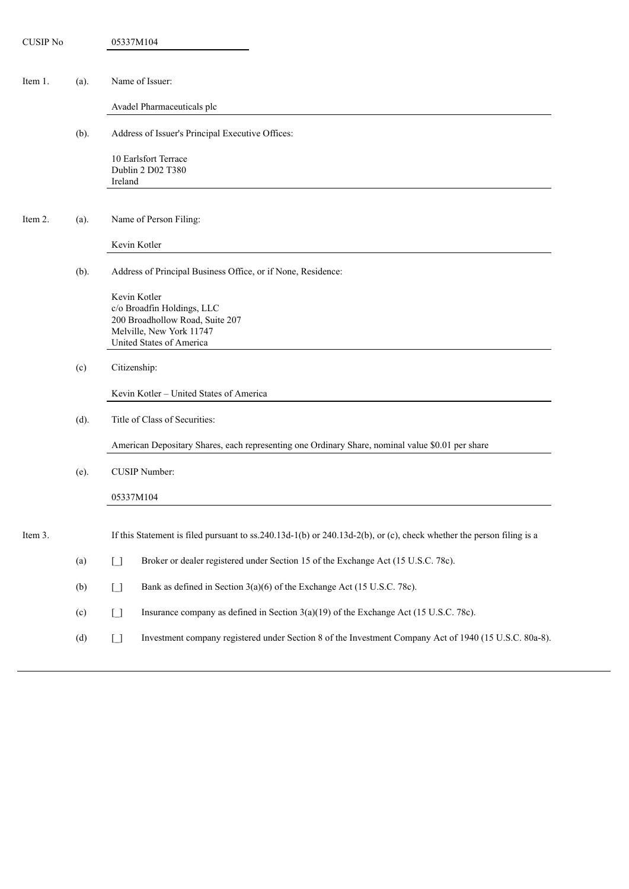CUSIP No 05337M104

Item 1. (a). Name of Issuer:

Avadel Pharmaceuticals plc

(b). Address of Issuer's Principal Executive Offices:

10 Earlsfort Terrace
Dublin 2 D02 T380
Ireland

Item 2. (a). Name of Person Filing:

Kevin Kotler

(b). Address of Principal Business Office, or if None, Residence:

Kevin Kotler
c/o Broadfin Holdings, LLC
200 Broadhollow Road, Suite 207
Melville, New York 11747
United States of America

(c) Citizenship:

Kevin Kotler – United States of America

(d). Title of Class of Securities:

American Depositary Shares, each representing one Ordinary Share, nominal value $0.01 per share

(e). CUSIP Number:

05337M104

Item 3. If this Statement is filed pursuant to ss.240.13d-1(b) or 240.13d-2(b), or (c), check whether the person filing is a

(a) [_] Broker or dealer registered under Section 15 of the Exchange Act (15 U.S.C. 78c).

(b) [_] Bank as defined in Section 3(a)(6) of the Exchange Act (15 U.S.C. 78c).

(c) [_] Insurance company as defined in Section 3(a)(19) of the Exchange Act (15 U.S.C. 78c).

(d) [_] Investment company registered under Section 8 of the Investment Company Act of 1940 (15 U.S.C. 80a-8).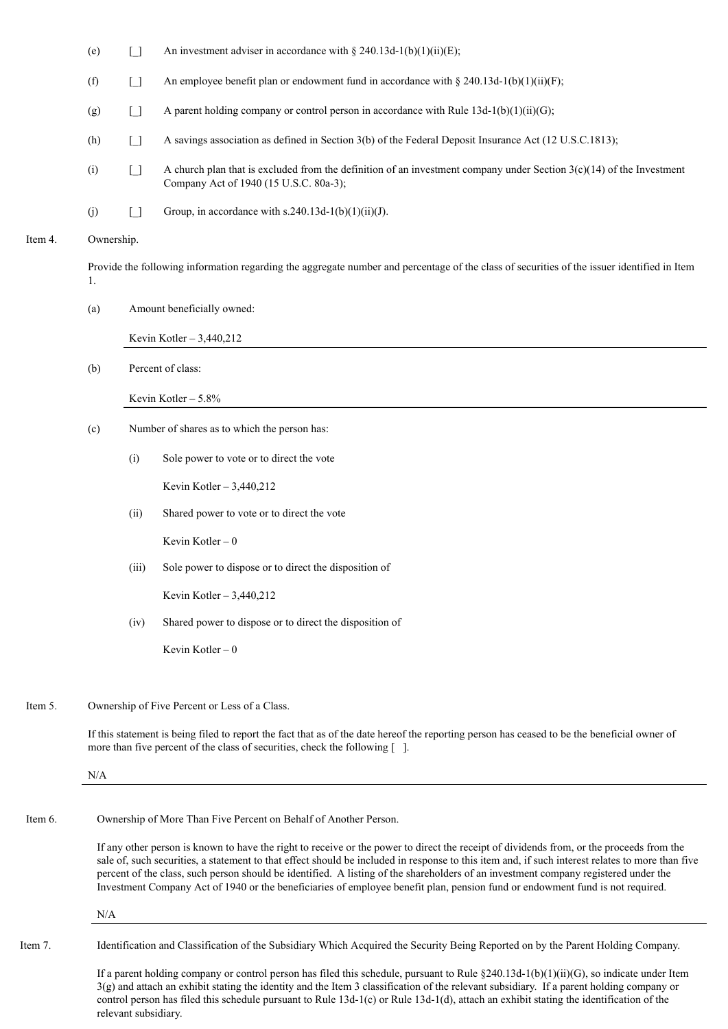(e) [_] An investment adviser in accordance with § 240.13d-1(b)(1)(ii)(E);

(f) [_] An employee benefit plan or endowment fund in accordance with § 240.13d-1(b)(1)(ii)(F);

(g) [_] A parent holding company or control person in accordance with Rule 13d-1(b)(1)(ii)(G);

(h) [_] A savings association as defined in Section 3(b) of the Federal Deposit Insurance Act (12 U.S.C.1813);

(i) [_] A church plan that is excluded from the definition of an investment company under Section 3(c)(14) of the Investment Company Act of 1940 (15 U.S.C. 80a-3);

(j) [_] Group, in accordance with s.240.13d-1(b)(1)(ii)(J).

Item 4. Ownership.

Provide the following information regarding the aggregate number and percentage of the class of securities of the issuer identified in Item 1.

(a) Amount beneficially owned:

Kevin Kotler – 3,440,212

(b) Percent of class:

Kevin Kotler – 5.8%

(c) Number of shares as to which the person has:

(i) Sole power to vote or to direct the vote

Kevin Kotler – 3,440,212

(ii) Shared power to vote or to direct the vote

Kevin Kotler – 0

(iii) Sole power to dispose or to direct the disposition of

Kevin Kotler – 3,440,212

(iv) Shared power to dispose or to direct the disposition of

Kevin Kotler – 0

Item 5. Ownership of Five Percent or Less of a Class.

If this statement is being filed to report the fact that as of the date hereof the reporting person has ceased to be the beneficial owner of more than five percent of the class of securities, check the following [ ].

N/A

Item 6. Ownership of More Than Five Percent on Behalf of Another Person.

If any other person is known to have the right to receive or the power to direct the receipt of dividends from, or the proceeds from the sale of, such securities, a statement to that effect should be included in response to this item and, if such interest relates to more than five percent of the class, such person should be identified. A listing of the shareholders of an investment company registered under the Investment Company Act of 1940 or the beneficiaries of employee benefit plan, pension fund or endowment fund is not required.

N/A

Item 7. Identification and Classification of the Subsidiary Which Acquired the Security Being Reported on by the Parent Holding Company.

If a parent holding company or control person has filed this schedule, pursuant to Rule §240.13d-1(b)(1)(ii)(G), so indicate under Item 3(g) and attach an exhibit stating the identity and the Item 3 classification of the relevant subsidiary. If a parent holding company or control person has filed this schedule pursuant to Rule 13d-1(c) or Rule 13d-1(d), attach an exhibit stating the identification of the relevant subsidiary.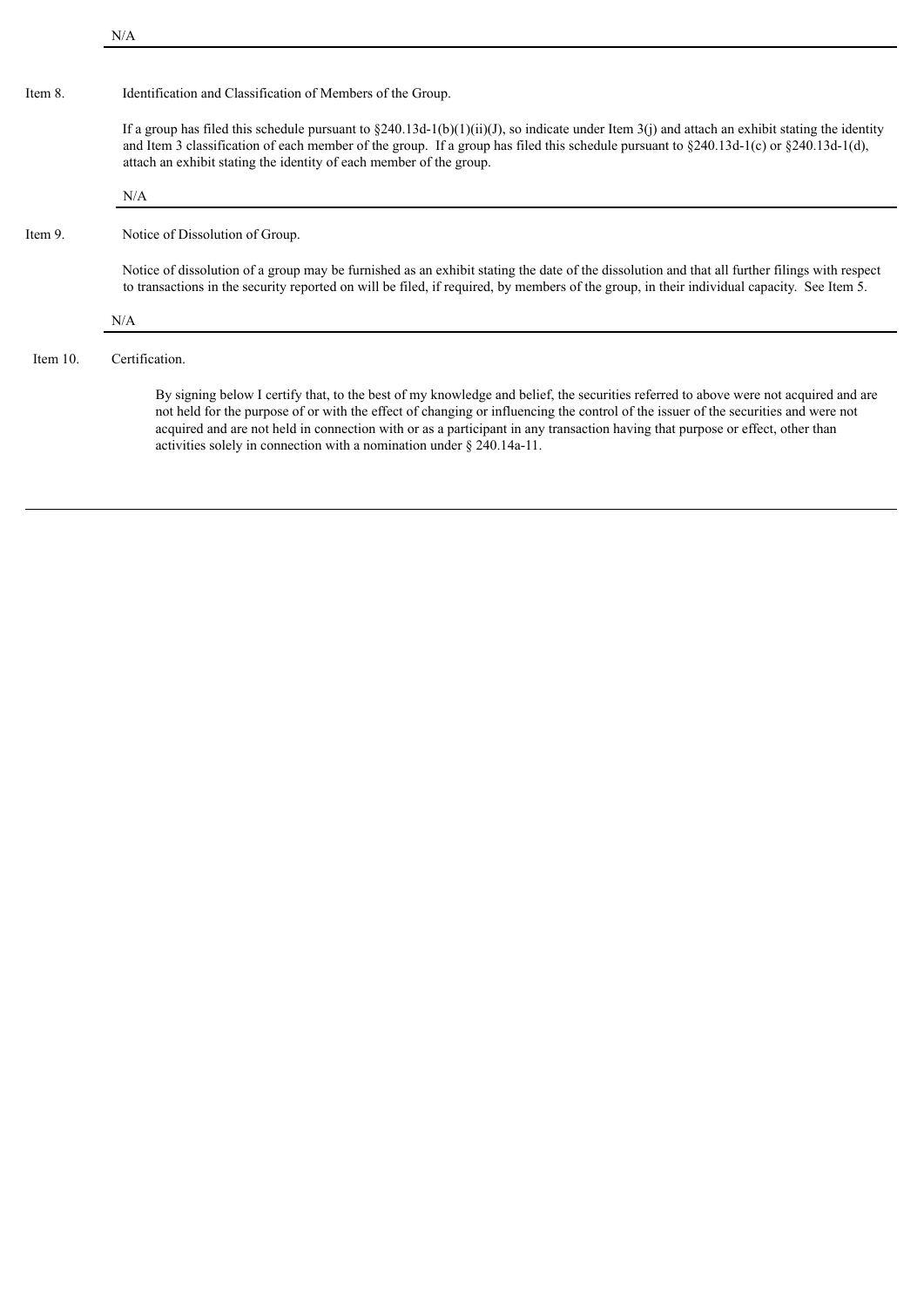N/A

---

**Item 8.** Identification and Classification of Members of the Group.

If a group has filed this schedule pursuant to §240.13d-1(b)(1)(ii)(J), so indicate under Item 3(j) and attach an exhibit stating the identity and Item 3 classification of each member of the group. If a group has filed this schedule pursuant to §240.13d-1(c) or §240.13d-1(d), attach an exhibit stating the identity of each member of the group.

N/A

---

**Item 9.** Notice of Dissolution of Group.

Notice of dissolution of a group may be furnished as an exhibit stating the date of the dissolution and that all further filings with respect to transactions in the security reported on will be filed, if required, by members of the group, in their individual capacity. See Item 5.

N/A

---

**Item 10.** Certification.

By signing below I certify that, to the best of my knowledge and belief, the securities referred to above were not acquired and are not held for the purpose of or with the effect of changing or influencing the control of the issuer of the securities and were not acquired and are not held in connection with or as a participant in any transaction having that purpose or effect, other than activities solely in connection with a nomination under § 240.14a-11.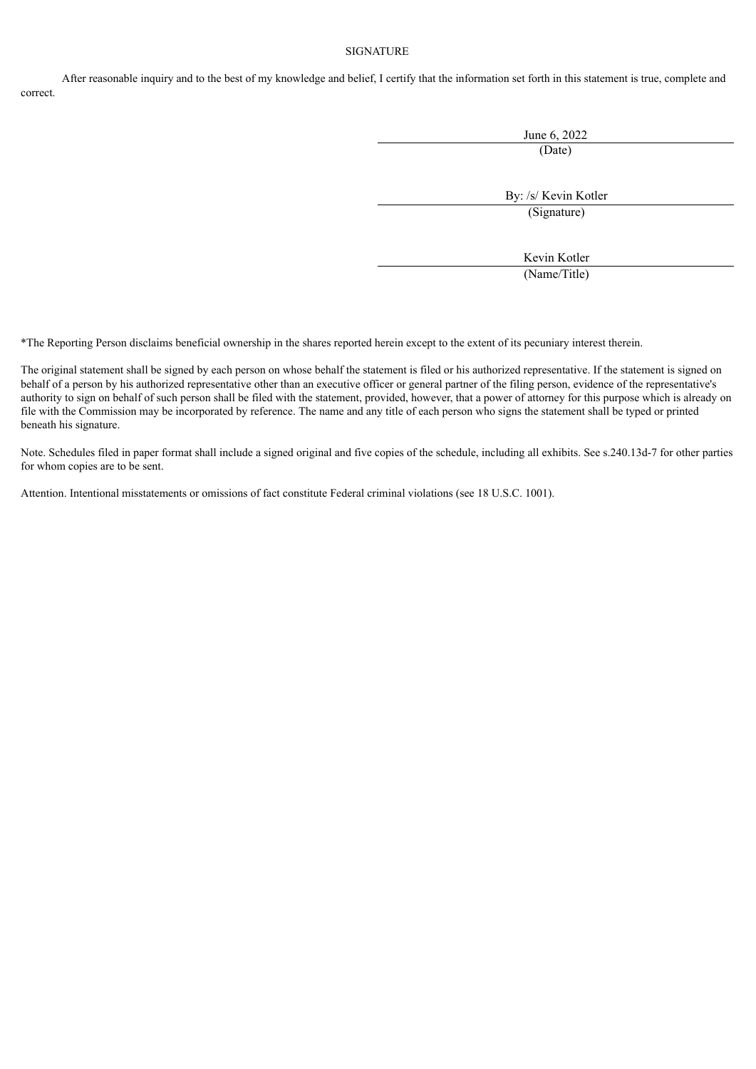SIGNATURE

After reasonable inquiry and to the best of my knowledge and belief, I certify that the information set forth in this statement is true, complete and correct.

June 6, 2022
(Date)

By: /s/ Kevin Kotler
(Signature)

Kevin Kotler
(Name/Title)

*The Reporting Person disclaims beneficial ownership in the shares reported herein except to the extent of its pecuniary interest therein.

The original statement shall be signed by each person on whose behalf the statement is filed or his authorized representative. If the statement is signed on behalf of a person by his authorized representative other than an executive officer or general partner of the filing person, evidence of the representative's authority to sign on behalf of such person shall be filed with the statement, provided, however, that a power of attorney for this purpose which is already on file with the Commission may be incorporated by reference. The name and any title of each person who signs the statement shall be typed or printed beneath his signature.

Note. Schedules filed in paper format shall include a signed original and five copies of the schedule, including all exhibits. See s.240.13d-7 for other parties for whom copies are to be sent.

Attention. Intentional misstatements or omissions of fact constitute Federal criminal violations (see 18 U.S.C. 1001).